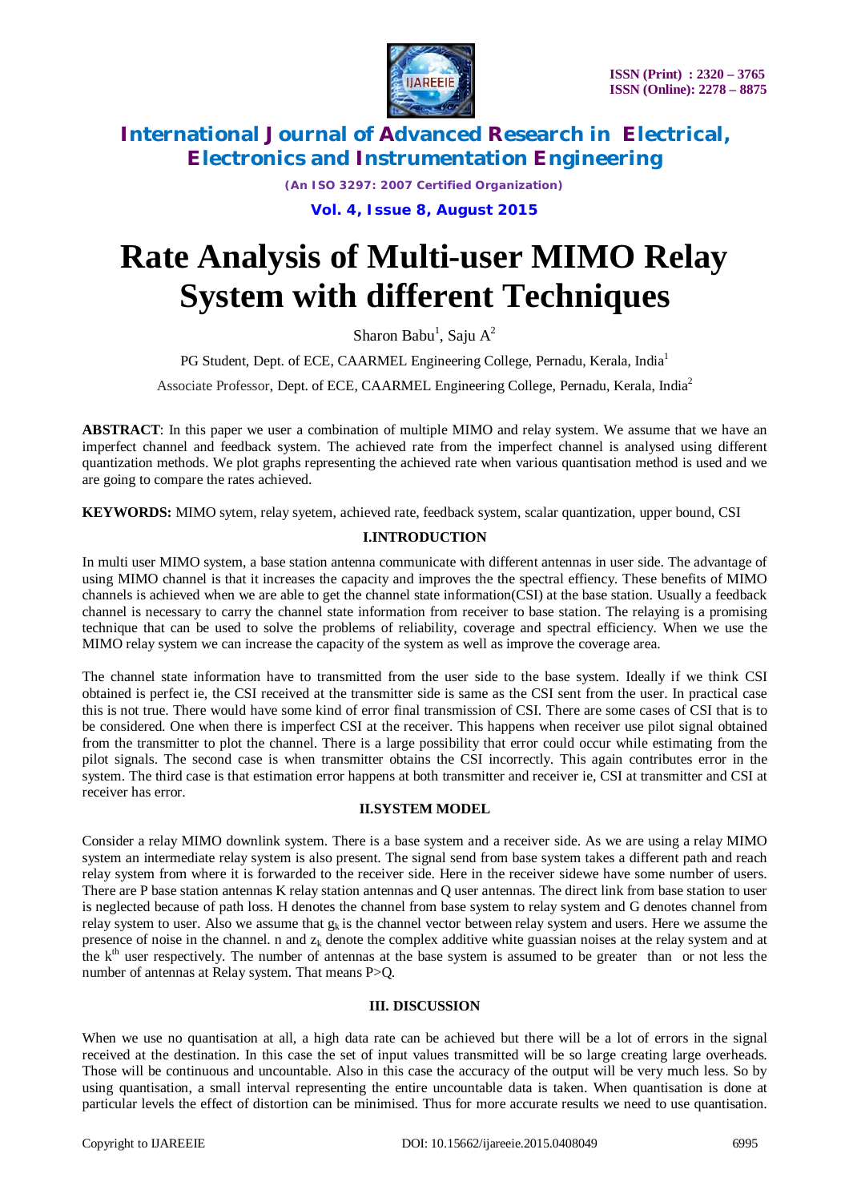# Rate Analysis of Multi-user MIMO Relay System with different Techniques

Sharon Babu[1], Saju A[2]

PG Student, Dept. of ECE, CAARMEL Engineering College, Pernadu, Kerala, India[1]

Associate Professor, Dept. of ECE, CAARMEL Engineering College, Pernadu, Kerala, India[2]

**ABSTRACT**: In this paper we user a combination of multiple MIMO and relay system. We assume that we have an imperfect channel and feedback system. The achieved rate from the imperfect channel is analysed using different quantization methods. We plot graphs representing the achieved rate when various quantisation method is used and we are going to compare the rates achieved.

**KEYWORDS:** MIMO sytem, relay syetem, achieved rate, feedback system, scalar quantization, upper bound, CSI

## I.INTRODUCTION

In multi user MIMO system, a base station antenna communicate with different antennas in user side. The advantage of using MIMO channel is that it increases the capacity and improves the the spectral effiency. These benefits of MIMO channels is achieved when we are able to get the channel state information(CSI) at the base station. Usually a feedback channel is necessary to carry the channel state information from receiver to base station. The relaying is a promising technique that can be used to solve the problems of reliability, coverage and spectral efficiency. When we use the MIMO relay system we can increase the capacity of the system as well as improve the coverage area.

The channel state information have to transmitted from the user side to the base system. Ideally if we think CSI obtained is perfect ie, the CSI received at the transmitter side is same as the CSI sent from the user. In practical case this is not true. There would have some kind of error final transmission of CSI. There are some cases of CSI that is to be considered. One when there is imperfect CSI at the receiver. This happens when receiver use pilot signal obtained from the transmitter to plot the channel. There is a large possibility that error could occur while estimating from the pilot signals. The second case is when transmitter obtains the CSI incorrectly. This again contributes error in the system. The third case is that estimation error happens at both transmitter and receiver ie, CSI at transmitter and CSI at receiver has error.

## II.SYSTEM MODEL

Consider a relay MIMO downlink system. There is a base system and a receiver side. As we are using a relay MIMO system an intermediate relay system is also present. The signal send from base system takes a different path and reach relay system from where it is forwarded to the receiver side. Here in the receiver sidewe have some number of users. There are P base station antennas K relay station antennas and Q user antennas. The direct link from base station to user is neglected because of path loss. H denotes the channel from base system to relay system and G denotes channel from relay system to user. Also we assume that $g_k$ is the channel vector between relay system and users. Here we assume the presence of noise in the channel. n and $z_k$ denote the complex additive white guassian noises at the relay system and at the $k^{th}$ user respectively. The number of antennas at the base system is assumed to be greater than or not less the number of antennas at Relay system. That means P>Q.

## III. DISCUSSION

When we use no quantisation at all, a high data rate can be achieved but there will be a lot of errors in the signal received at the destination. In this case the set of input values transmitted will be so large creating large overheads. Those will be continuous and uncountable. Also in this case the accuracy of the output will be very much less. So by using quantisation, a small interval representing the entire uncountable data is taken. When quantisation is done at particular levels the effect of distortion can be minimised. Thus for more accurate results we need to use quantisation.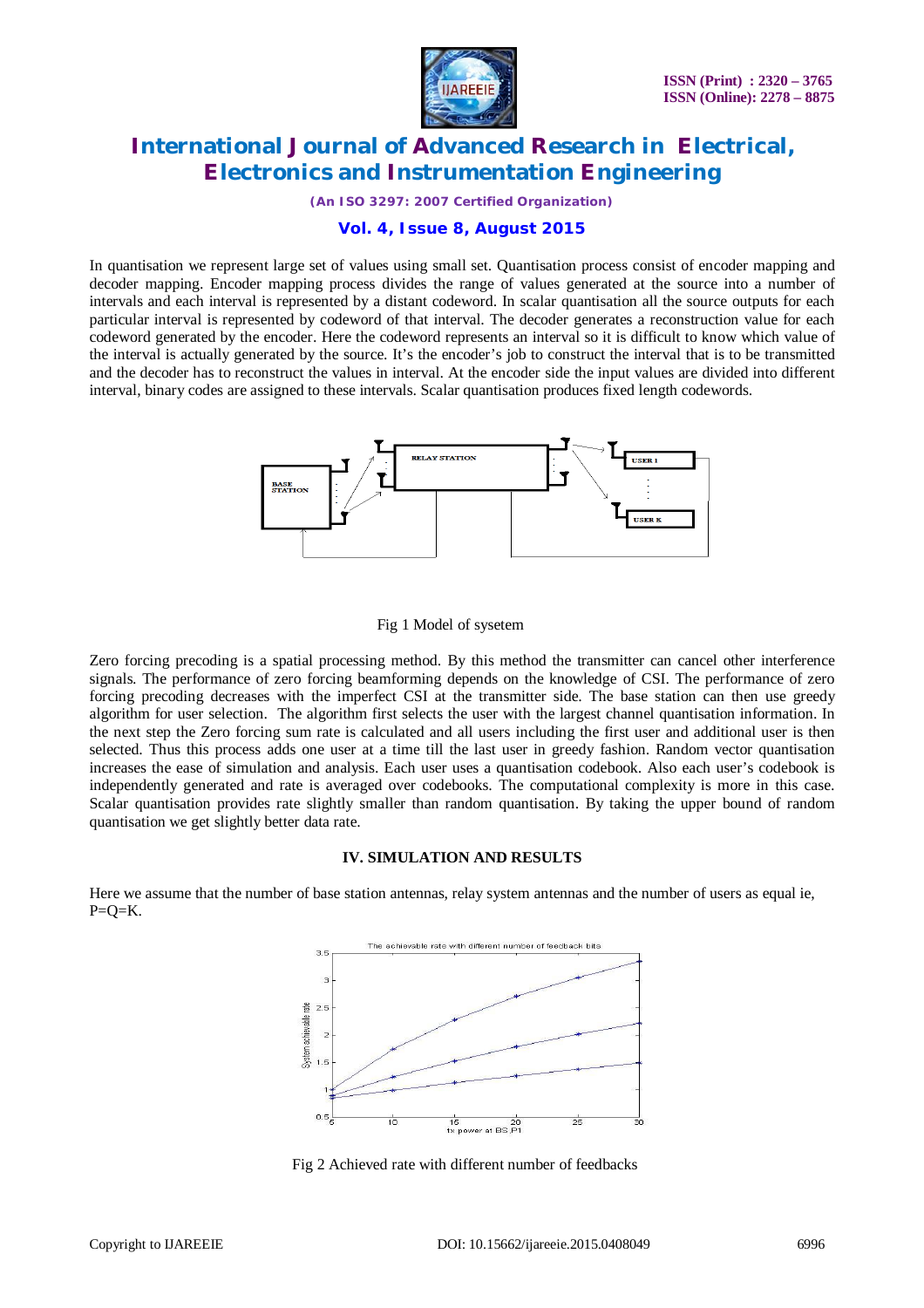In quantisation we represent large set of values using small set. Quantisation process consist of encoder mapping and decoder mapping. Encoder mapping process divides the range of values generated at the source into a number of intervals and each interval is represented by a distant codeword. In scalar quantisation all the source outputs for each particular interval is represented by codeword of that interval. The decoder generates a reconstruction value for each codeword generated by the encoder. Here the codeword represents an interval so it is difficult to know which value of the interval is actually generated by the source. It's the encoder's job to construct the interval that is to be transmitted and the decoder has to reconstruct the values in interval. At the encoder side the input values are divided into different interval, binary codes are assigned to these intervals. Scalar quantisation produces fixed length codewords.

Fig 1 Model of sysetem

Zero forcing precoding is a spatial processing method. By this method the transmitter can cancel other interference signals. The performance of zero forcing beamforming depends on the knowledge of CSI. The performance of zero forcing precoding decreases with the imperfect CSI at the transmitter side. The base station can then use greedy algorithm for user selection. The algorithm first selects the user with the largest channel quantisation information. In the next step the Zero forcing sum rate is calculated and all users including the first user and additional user is then selected. Thus this process adds one user at a time till the last user in greedy fashion. Random vector quantisation increases the ease of simulation and analysis. Each user uses a quantisation codebook. Also each user's codebook is independently generated and rate is averaged over codebooks. The computational complexity is more in this case. Scalar quantisation provides rate slightly smaller than random quantisation. By taking the upper bound of random quantisation we get slightly better data rate.

## IV. SIMULATION AND RESULTS

Here we assume that the number of base station antennas, relay system antennas and the number of users as equal ie, P=Q=K.

Fig 2 Achieved rate with different number of feedbacks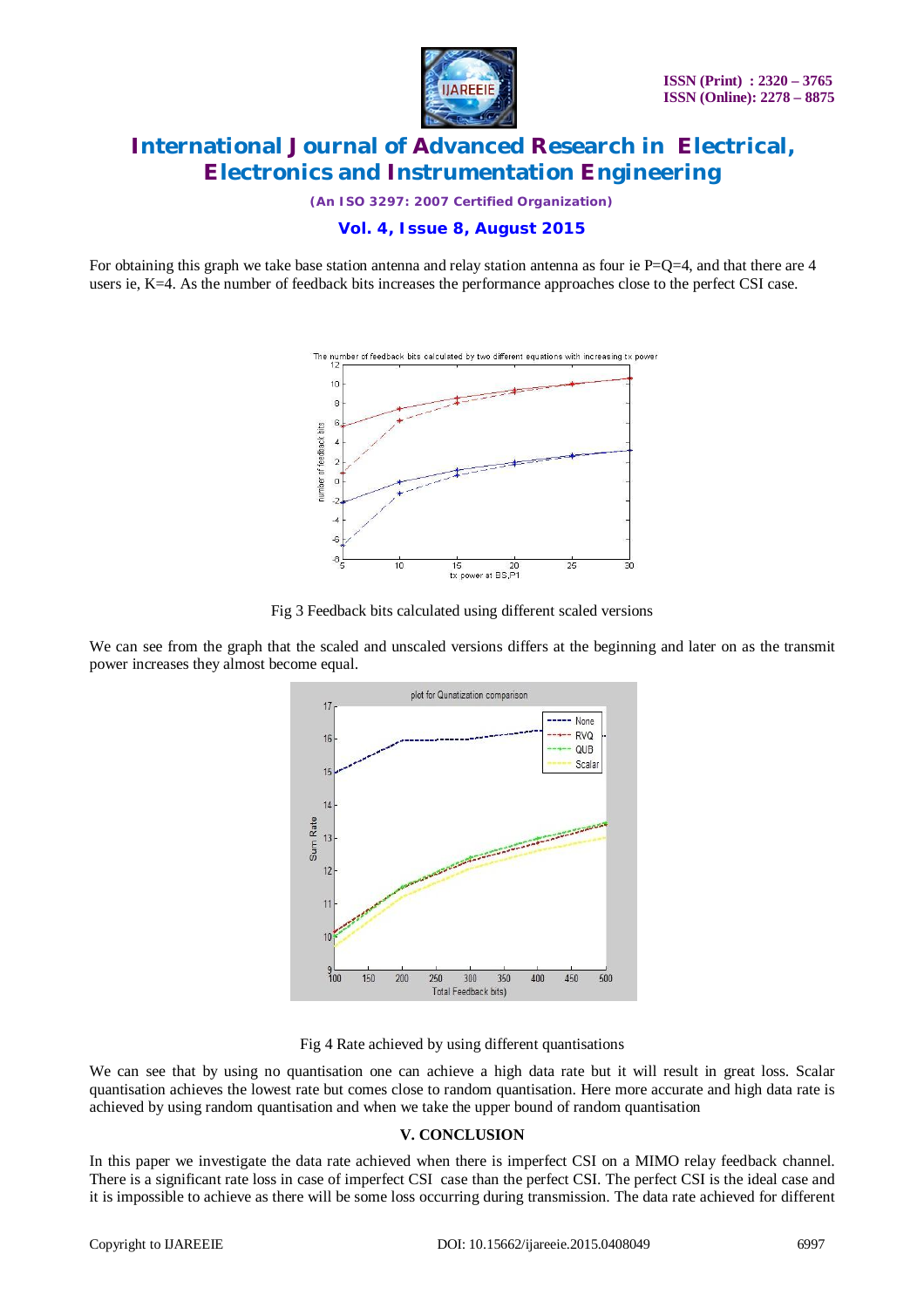For obtaining this graph we take base station antenna and relay station antenna as four ie P=Q=4, and that there are 4 users ie, K=4. As the number of feedback bits increases the performance approaches close to the perfect CSI case.

Fig 3 Feedback bits calculated using different scaled versions

We can see from the graph that the scaled and unscaled versions differs at the beginning and later on as the transmit power increases they almost become equal.

Fig 4 Rate achieved by using different quantisations

We can see that by using no quantisation one can achieve a high data rate but it will result in great loss. Scalar quantisation achieves the lowest rate but comes close to random quantisation. Here more accurate and high data rate is achieved by using random quantisation and when we take the upper bound of random quantisation

## V. CONCLUSION

In this paper we investigate the data rate achieved when there is imperfect CSI on a MIMO relay feedback channel. There is a significant rate loss in case of imperfect CSI case than the perfect CSI. The perfect CSI is the ideal case and it is impossible to achieve as there will be some loss occurring during transmission. The data rate achieved for different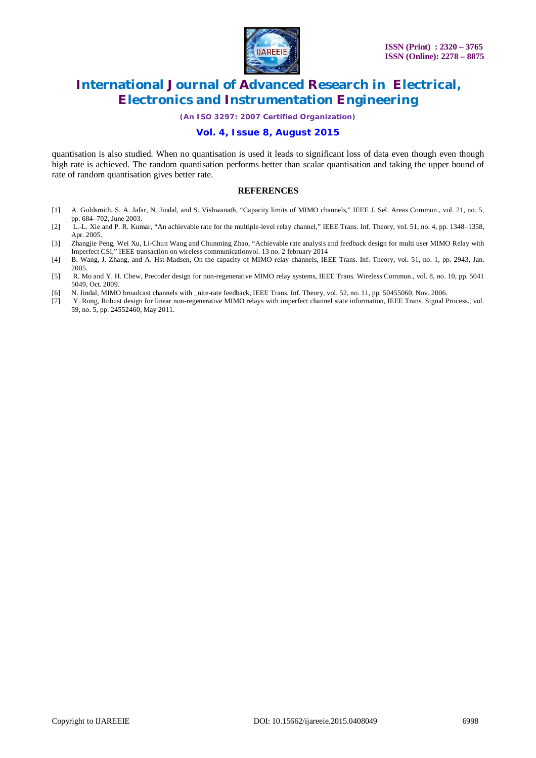quantisation is also studied. When no quantisation is used it leads to significant loss of data even though even though high rate is achieved. The random quantisation performs better than scalar quantisation and taking the upper bound of rate of random quantisation gives better rate.

## REFERENCES

[1] A. Goldsmith, S. A. Jafar, N. Jindal, and S. Vishwanath, "Capacity limits of MIMO channels," IEEE J. Sel. Areas Commun., vol. 21, no. 5, pp. 684–702, June 2003.

[2] L.-L. Xie and P. R. Kumar, "An achievable rate for the multiple-level relay channel," IEEE Trans. Inf. Theory, vol. 51, no. 4, pp. 1348–1358, Apr. 2005.

[3] Zhangjie Peng, Wei Xu, Li-Chun Wang and Chunming Zhao, "Achievable rate analysis and feedback design for multi user MIMO Relay with Imperfect CSI," IEEE transaction on wireless communicationvol. 13 no. 2 february 2014

[4] B. Wang, J. Zhang, and A. Hst-Madsen, On the capacity of MIMO relay channels, IEEE Trans. Inf. Theory, vol. 51, no. 1, pp. 2943, Jan. 2005.

[5] R. Mo and Y. H. Chew, Precoder design for non-regenerative MIMO relay systems, IEEE Trans. Wireless Commun., vol. 8, no. 10, pp. 5041 5049, Oct. 2009.

[6] N. Jindal, MIMO broadcast channels with _nite-rate feedback, IEEE Trans. Inf. Theory, vol. 52, no. 11, pp. 50455060, Nov. 2006.

[7] Y. Rong, Robust design for linear non-regenerative MIMO relays with imperfect channel state information, IEEE Trans. Signal Process., vol. 59, no. 5, pp. 24552460, May 2011.